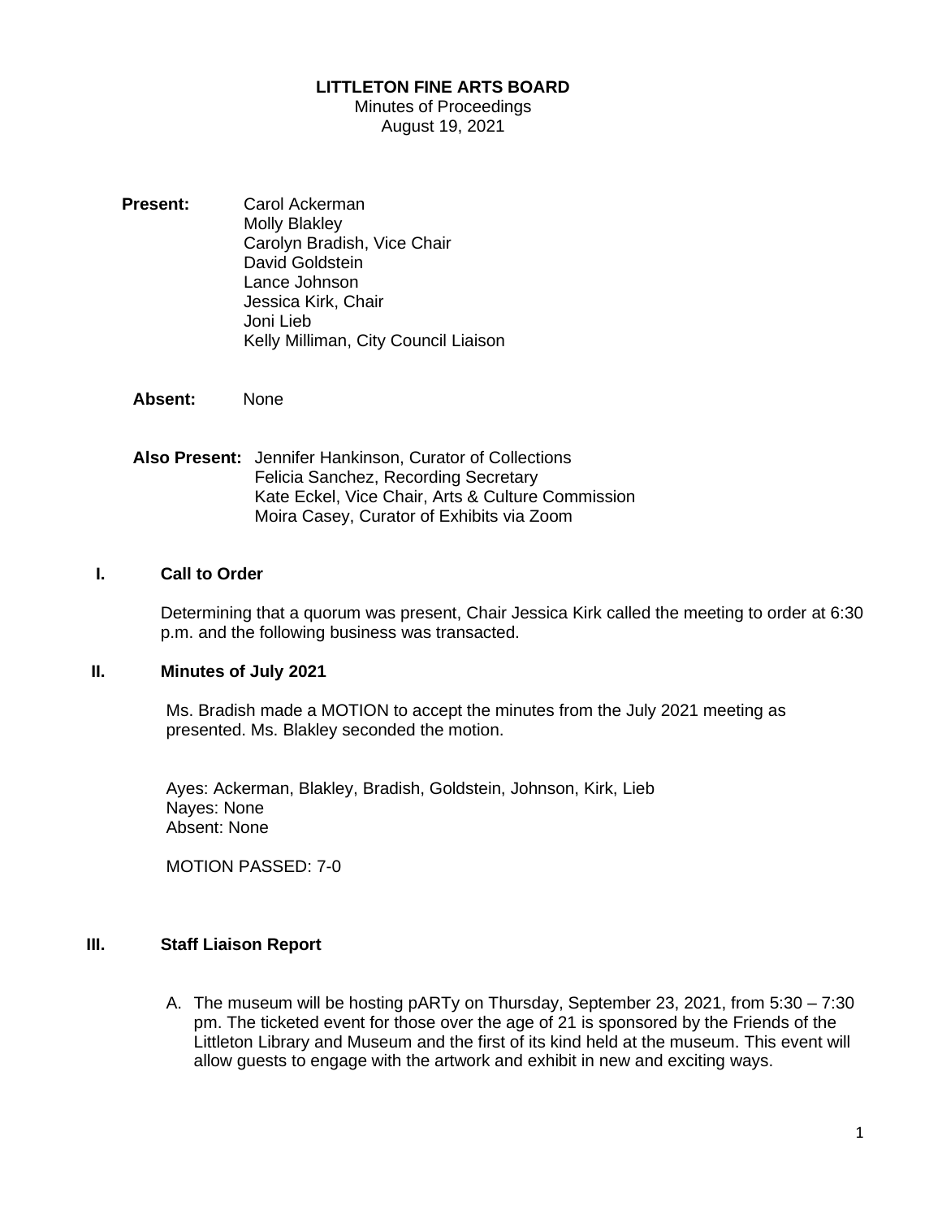**LITTLETON FINE ARTS BOARD**

Minutes of Proceedings

August 19, 2021

**Present:** Carol Ackerman
Molly Blakley
Carolyn Bradish, Vice Chair
David Goldstein
Lance Johnson
Jessica Kirk, Chair
Joni Lieb
Kelly Milliman, City Council Liaison

**Absent:** None

**Also Present:** Jennifer Hankinson, Curator of Collections
Felicia Sanchez, Recording Secretary
Kate Eckel, Vice Chair, Arts & Culture Commission
Moira Casey, Curator of Exhibits via Zoom

## I. Call to Order

Determining that a quorum was present, Chair Jessica Kirk called the meeting to order at 6:30 p.m. and the following business was transacted.

## II. Minutes of July 2021

Ms. Bradish made a MOTION to accept the minutes from the July 2021 meeting as presented. Ms. Blakley seconded the motion.

Ayes: Ackerman, Blakley, Bradish, Goldstein, Johnson, Kirk, Lieb
Nayes: None
Absent: None

MOTION PASSED: 7-0

## III. Staff Liaison Report

A. The museum will be hosting pARTy on Thursday, September 23, 2021, from 5:30 – 7:30 pm. The ticketed event for those over the age of 21 is sponsored by the Friends of the Littleton Library and Museum and the first of its kind held at the museum. This event will allow guests to engage with the artwork and exhibit in new and exciting ways.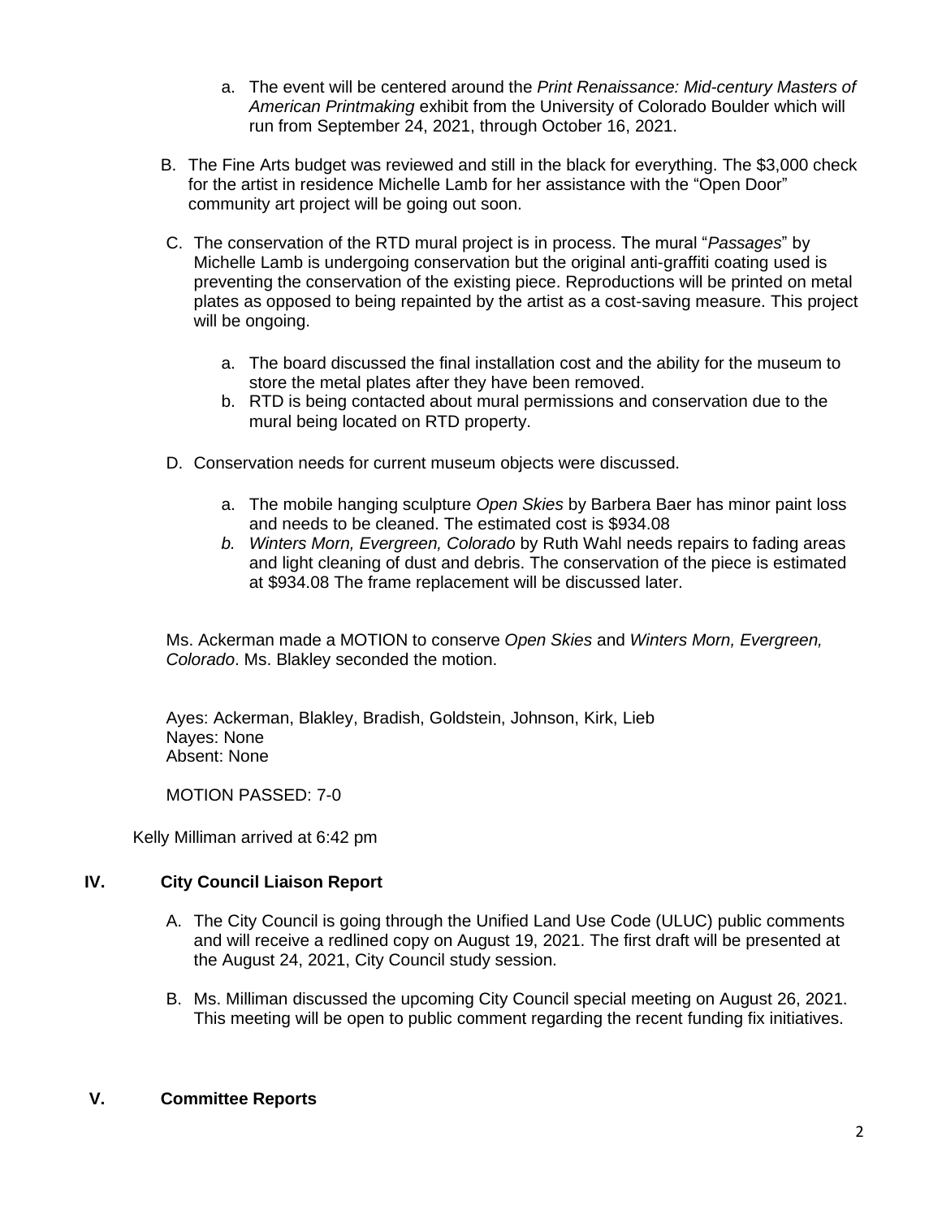a. The event will be centered around the *Print Renaissance: Mid-century Masters of American Printmaking* exhibit from the University of Colorado Boulder which will run from September 24, 2021, through October 16, 2021.

B. The Fine Arts budget was reviewed and still in the black for everything. The $3,000 check for the artist in residence Michelle Lamb for her assistance with the "Open Door" community art project will be going out soon.

C. The conservation of the RTD mural project is in process. The mural "*Passages*" by Michelle Lamb is undergoing conservation but the original anti-graffiti coating used is preventing the conservation of the existing piece. Reproductions will be printed on metal plates as opposed to being repainted by the artist as a cost-saving measure. This project will be ongoing.

   a. The board discussed the final installation cost and the ability for the museum to store the metal plates after they have been removed.
   b. RTD is being contacted about mural permissions and conservation due to the mural being located on RTD property.

D. Conservation needs for current museum objects were discussed.

   a. The mobile hanging sculpture *Open Skies* by Barbera Baer has minor paint loss and needs to be cleaned. The estimated cost is $934.08
   b. *Winters Morn, Evergreen, Colorado* by Ruth Wahl needs repairs to fading areas and light cleaning of dust and debris. The conservation of the piece is estimated at $934.08 The frame replacement will be discussed later.

Ms. Ackerman made a MOTION to conserve *Open Skies* and *Winters Morn, Evergreen, Colorado*. Ms. Blakley seconded the motion.

Ayes: Ackerman, Blakley, Bradish, Goldstein, Johnson, Kirk, Lieb
Nayes: None
Absent: None

MOTION PASSED: 7-0

Kelly Milliman arrived at 6:42 pm

## IV. City Council Liaison Report

A. The City Council is going through the Unified Land Use Code (ULUC) public comments and will receive a redlined copy on August 19, 2021. The first draft will be presented at the August 24, 2021, City Council study session.

B. Ms. Milliman discussed the upcoming City Council special meeting on August 26, 2021. This meeting will be open to public comment regarding the recent funding fix initiatives.

## V. Committee Reports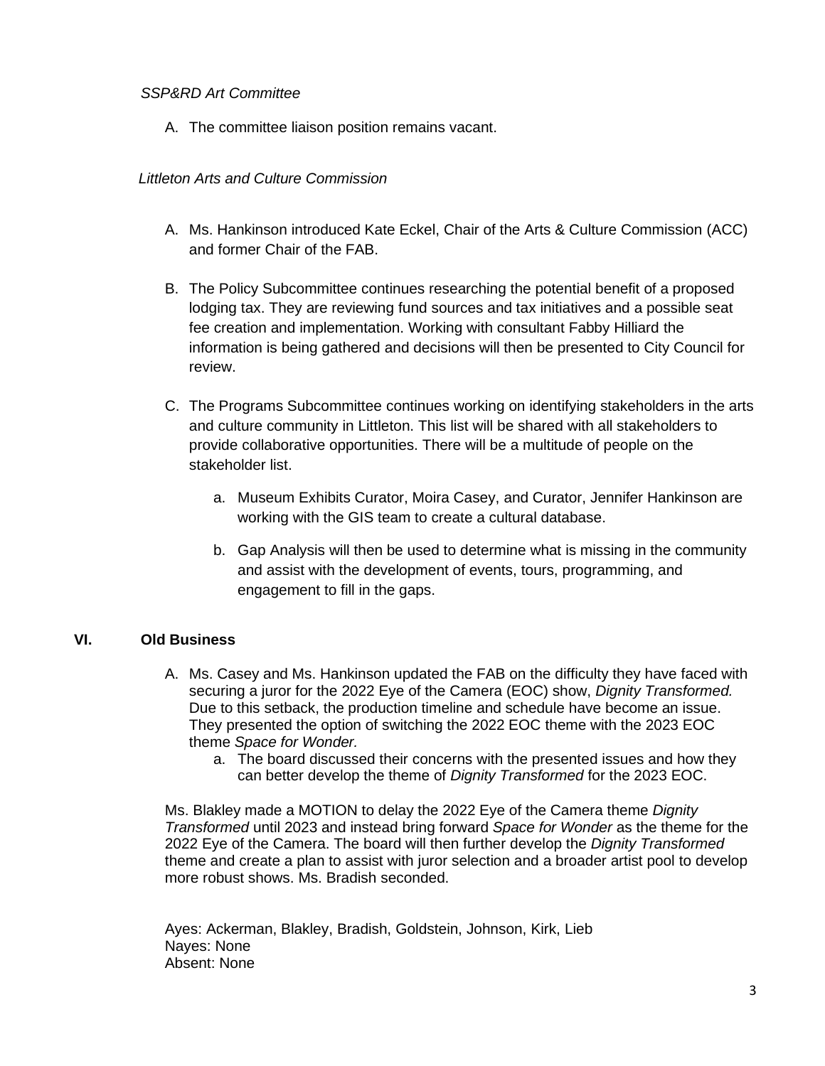*SSP&RD Art Committee*

A. The committee liaison position remains vacant.

*Littleton Arts and Culture Commission*

A. Ms. Hankinson introduced Kate Eckel, Chair of the Arts & Culture Commission (ACC) and former Chair of the FAB.

B. The Policy Subcommittee continues researching the potential benefit of a proposed lodging tax. They are reviewing fund sources and tax initiatives and a possible seat fee creation and implementation. Working with consultant Fabby Hilliard the information is being gathered and decisions will then be presented to City Council for review.

C. The Programs Subcommittee continues working on identifying stakeholders in the arts and culture community in Littleton. This list will be shared with all stakeholders to provide collaborative opportunities. There will be a multitude of people on the stakeholder list.

   a. Museum Exhibits Curator, Moira Casey, and Curator, Jennifer Hankinson are working with the GIS team to create a cultural database.

   b. Gap Analysis will then be used to determine what is missing in the community and assist with the development of events, tours, programming, and engagement to fill in the gaps.

## VI. Old Business

A. Ms. Casey and Ms. Hankinson updated the FAB on the difficulty they have faced with securing a juror for the 2022 Eye of the Camera (EOC) show, *Dignity Transformed.* Due to this setback, the production timeline and schedule have become an issue. They presented the option of switching the 2022 EOC theme with the 2023 EOC theme *Space for Wonder.*
   a. The board discussed their concerns with the presented issues and how they can better develop the theme of *Dignity Transformed* for the 2023 EOC.

Ms. Blakley made a MOTION to delay the 2022 Eye of the Camera theme *Dignity Transformed* until 2023 and instead bring forward *Space for Wonder* as the theme for the 2022 Eye of the Camera. The board will then further develop the *Dignity Transformed* theme and create a plan to assist with juror selection and a broader artist pool to develop more robust shows. Ms. Bradish seconded.

Ayes: Ackerman, Blakley, Bradish, Goldstein, Johnson, Kirk, Lieb
Nayes: None
Absent: None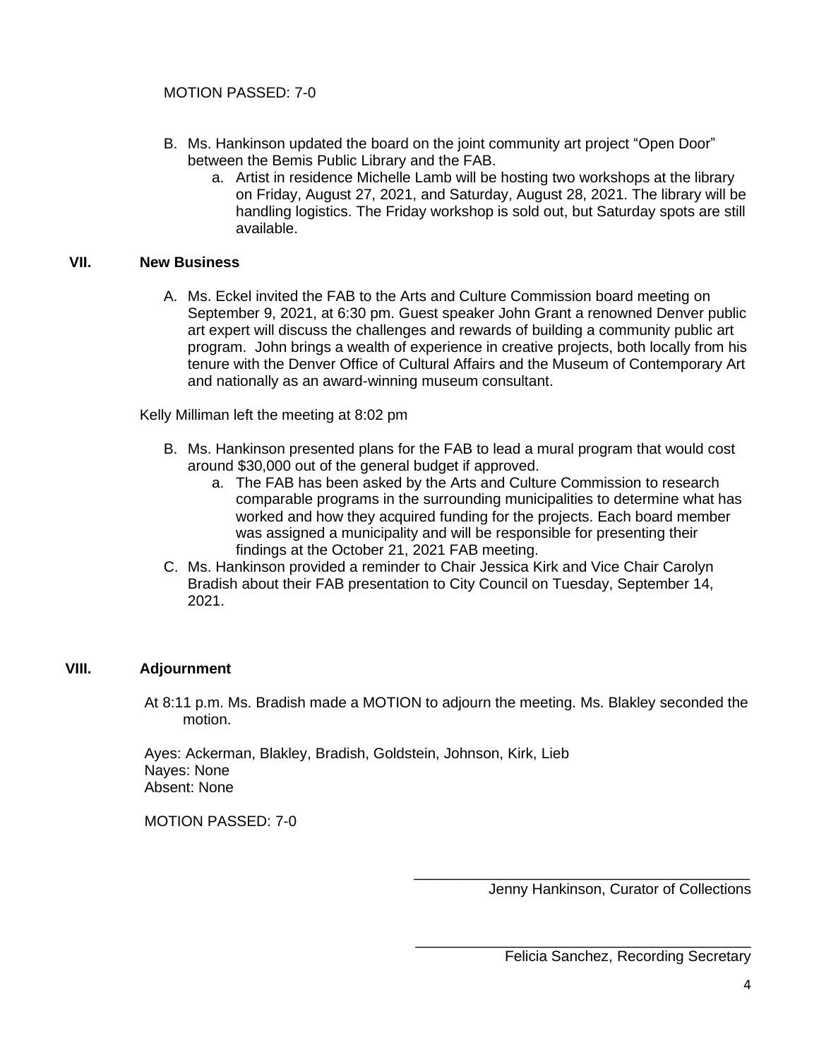MOTION PASSED: 7-0

B. Ms. Hankinson updated the board on the joint community art project "Open Door" between the Bemis Public Library and the FAB.
   a. Artist in residence Michelle Lamb will be hosting two workshops at the library on Friday, August 27, 2021, and Saturday, August 28, 2021. The library will be handling logistics. The Friday workshop is sold out, but Saturday spots are still available.

## VII. New Business

A. Ms. Eckel invited the FAB to the Arts and Culture Commission board meeting on September 9, 2021, at 6:30 pm. Guest speaker John Grant a renowned Denver public art expert will discuss the challenges and rewards of building a community public art program. John brings a wealth of experience in creative projects, both locally from his tenure with the Denver Office of Cultural Affairs and the Museum of Contemporary Art and nationally as an award-winning museum consultant.

Kelly Milliman left the meeting at 8:02 pm

B. Ms. Hankinson presented plans for the FAB to lead a mural program that would cost around $30,000 out of the general budget if approved.
   a. The FAB has been asked by the Arts and Culture Commission to research comparable programs in the surrounding municipalities to determine what has worked and how they acquired funding for the projects. Each board member was assigned a municipality and will be responsible for presenting their findings at the October 21, 2021 FAB meeting.

C. Ms. Hankinson provided a reminder to Chair Jessica Kirk and Vice Chair Carolyn Bradish about their FAB presentation to City Council on Tuesday, September 14, 2021.

## VIII. Adjournment

At 8:11 p.m. Ms. Bradish made a MOTION to adjourn the meeting. Ms. Blakley seconded the motion.

Ayes: Ackerman, Blakley, Bradish, Goldstein, Johnson, Kirk, Lieb
Nayes: None
Absent: None

MOTION PASSED: 7-0

\_\_\_\_\_\_\_\_\_\_\_\_\_\_\_\_\_\_\_\_\_\_\_\_\_\_\_\_\_\_\_\_\_\_\_\_\_\_\_\_\_\_

Jenny Hankinson, Curator of Collections

\_\_\_\_\_\_\_\_\_\_\_\_\_\_\_\_\_\_\_\_\_\_\_\_\_\_\_\_\_\_\_\_\_\_\_\_\_\_\_\_\_\_

Felicia Sanchez, Recording Secretary